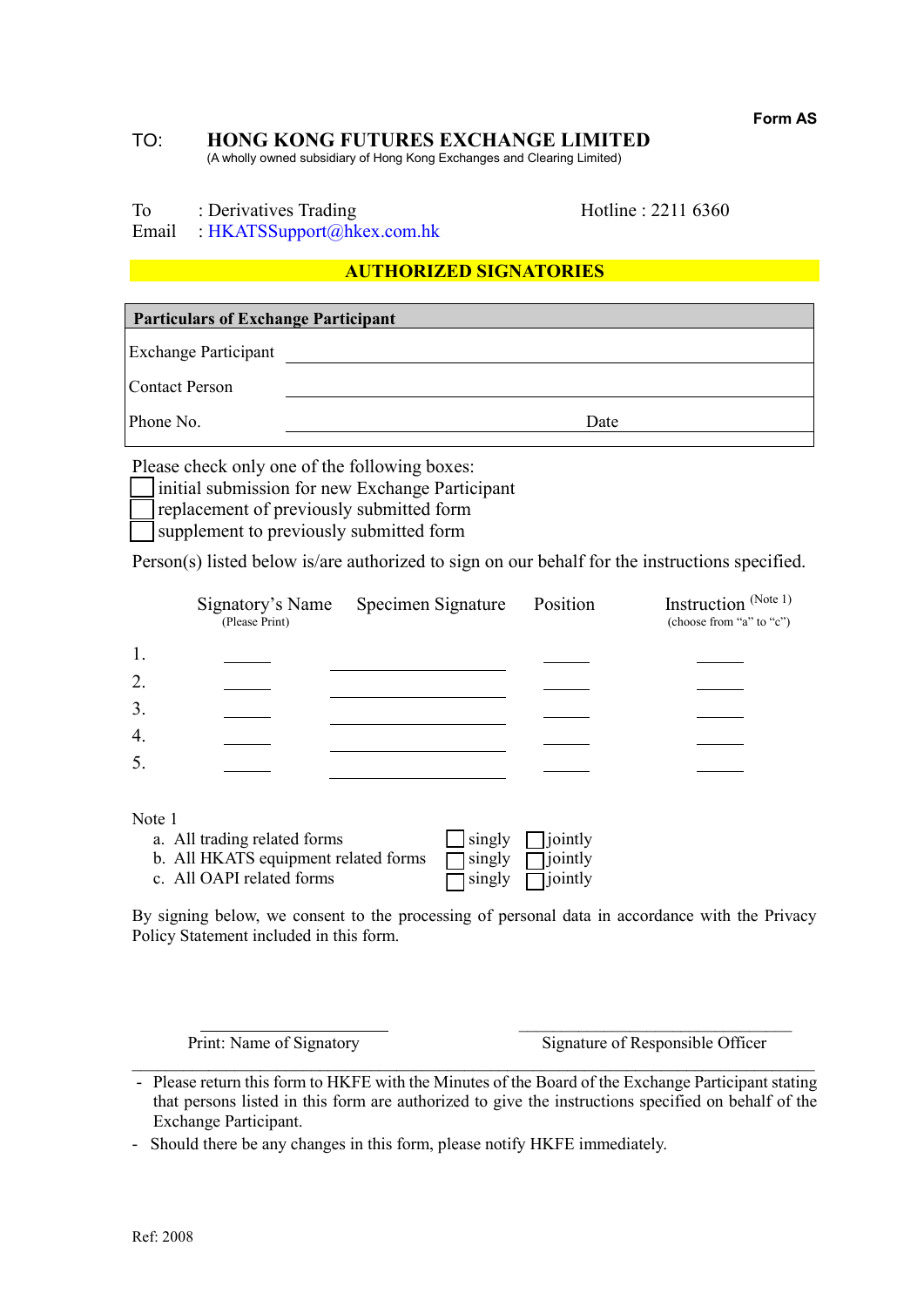**Form AS**

TO: **HONG KONG FUTURES EXCHANGE LIMITED**
(A wholly owned subsidiary of Hong Kong Exchanges and Clearing Limited)

To : Derivatives Trading  Hotline : 2211 6360
Email : HKATSSupport@hkex.com.hk

## AUTHORIZED SIGNATORIES

| **Particulars of Exchange Participant** | | | |
|---|---|---|---|
| Exchange Participant | | | |
| Contact Person | | | |
| Phone No. | | Date | |

Please check only one of the following boxes:

- ☐ initial submission for new Exchange Participant
- ☐ replacement of previously submitted form
- ☐ supplement to previously submitted form

Person(s) listed below is/are authorized to sign on our behalf for the instructions specified.

| | Signatory's Name (Please Print) | Specimen Signature | Position | Instruction (Note 1) (choose from "a" to "c") |
|---|---|---|---|---|
| 1. | | | | |
| 2. | | | | |
| 3. | | | | |
| 4. | | | | |
| 5. | | | | |

Note 1

a. All trading related forms ☐ singly ☐ jointly
b. All HKATS equipment related forms ☐ singly ☐ jointly
c. All OAPI related forms ☐ singly ☐ jointly

By signing below, we consent to the processing of personal data in accordance with the Privacy Policy Statement included in this form.

| Print: Name of Signatory | Signature of Responsible Officer |
|---|---|

- Please return this form to HKFE with the Minutes of the Board of the Exchange Participant stating that persons listed in this form are authorized to give the instructions specified on behalf of the Exchange Participant.
- Should there be any changes in this form, please notify HKFE immediately.

Ref: 2008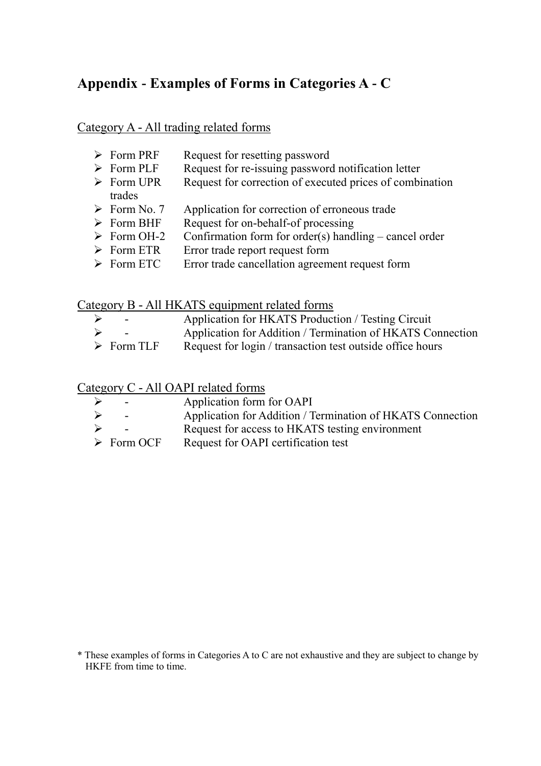## Appendix - Examples of Forms in Categories A - C

Category A - All trading related forms

- Form PRF  Request for resetting password
- Form PLF  Request for re-issuing password notification letter
- Form UPR  Request for correction of executed prices of combination trades
- Form No. 7  Application for correction of erroneous trade
- Form BHF  Request for on-behalf-of processing
- Form OH-2  Confirmation form for order(s) handling – cancel order
- Form ETR  Error trade report request form
- Form ETC  Error trade cancellation agreement request form

Category B - All HKATS equipment related forms

- -  Application for HKATS Production / Testing Circuit
- -  Application for Addition / Termination of HKATS Connection
- Form TLF  Request for login / transaction test outside office hours

Category C - All OAPI related forms

- -  Application form for OAPI
- -  Application for Addition / Termination of HKATS Connection
- -  Request for access to HKATS testing environment
- Form OCF  Request for OAPI certification test

* These examples of forms in Categories A to C are not exhaustive and they are subject to change by HKFE from time to time.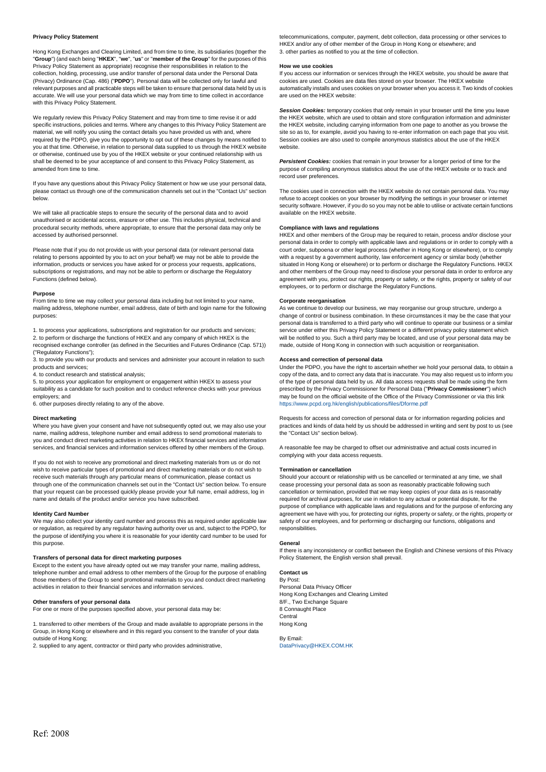**Privacy Policy Statement**

Hong Kong Exchanges and Clearing Limited, and from time to time, its subsidiaries (together the "**Group**") (and each being "**HKEX**", "**we**", "**us**" or "**member of the Group**" for the purposes of this Privacy Policy Statement as appropriate) recognise their responsibilities in relation to the collection, holding, processing, use and/or transfer of personal data under the Personal Data (Privacy) Ordinance (Cap. 486) ("**PDPO**"). Personal data will be collected only for lawful and relevant purposes and all practicable steps will be taken to ensure that personal data held by us is accurate. We will use your personal data which we may from time to time collect in accordance with this Privacy Policy Statement.

We regularly review this Privacy Policy Statement and may from time to time revise it or add specific instructions, policies and terms. Where any changes to this Privacy Policy Statement are material, we will notify you using the contact details you have provided us with and, where required by the PDPO, give you the opportunity to opt out of these changes by means notified to you at that time. Otherwise, in relation to personal data supplied to us through the HKEX website or otherwise, continued use by you of the HKEX website or your continued relationship with us shall be deemed to be your acceptance of and consent to this Privacy Policy Statement, as amended from time to time.

If you have any questions about this Privacy Policy Statement or how we use your personal data, please contact us through one of the communication channels set out in the "Contact Us" section below.

We will take all practicable steps to ensure the security of the personal data and to avoid unauthorised or accidental access, erasure or other use. This includes physical, technical and procedural security methods, where appropriate, to ensure that the personal data may only be accessed by authorised personnel.

Please note that if you do not provide us with your personal data (or relevant personal data relating to persons appointed by you to act on your behalf) we may not be able to provide the information, products or services you have asked for or process your requests, applications, subscriptions or registrations, and may not be able to perform or discharge the Regulatory Functions (defined below).

**Purpose**

From time to time we may collect your personal data including but not limited to your name, mailing address, telephone number, email address, date of birth and login name for the following purposes:

1. to process your applications, subscriptions and registration for our products and services;
2. to perform or discharge the functions of HKEX and any company of which HKEX is the recognised exchange controller (as defined in the Securities and Futures Ordinance (Cap. 571)) ("Regulatory Functions");
3. to provide you with our products and services and administer your account in relation to such products and services;
4. to conduct research and statistical analysis;
5. to process your application for employment or engagement within HKEX to assess your suitability as a candidate for such position and to conduct reference checks with your previous employers; and
6. other purposes directly relating to any of the above.

**Direct marketing**

Where you have given your consent and have not subsequently opted out, we may also use your name, mailing address, telephone number and email address to send promotional materials to you and conduct direct marketing activities in relation to HKEX financial services and information services, and financial services and information services offered by other members of the Group.

If you do not wish to receive any promotional and direct marketing materials from us or do not wish to receive particular types of promotional and direct marketing materials or do not wish to receive such materials through any particular means of communication, please contact us through one of the communication channels set out in the "Contact Us" section below. To ensure that your request can be processed quickly please provide your full name, email address, log in name and details of the product and/or service you have subscribed.

**Identity Card Number**

We may also collect your identity card number and process this as required under applicable law or regulation, as required by any regulator having authority over us and, subject to the PDPO, for the purpose of identifying you where it is reasonable for your identity card number to be used for this purpose.

**Transfers of personal data for direct marketing purposes**

Except to the extent you have already opted out we may transfer your name, mailing address, telephone number and email address to other members of the Group for the purpose of enabling those members of the Group to send promotional materials to you and conduct direct marketing activities in relation to their financial services and information services.

**Other transfers of your personal data**

For one or more of the purposes specified above, your personal data may be:

1. transferred to other members of the Group and made available to appropriate persons in the Group, in Hong Kong or elsewhere and in this regard you consent to the transfer of your data outside of Hong Kong;
2. supplied to any agent, contractor or third party who provides administrative, telecommunications, computer, payment, debt collection, data processing or other services to HKEX and/or any of other member of the Group in Hong Kong or elsewhere; and
3. other parties as notified to you at the time of collection.

**How we use cookies**

If you access our information or services through the HKEX website, you should be aware that cookies are used. Cookies are data files stored on your browser. The HKEX website automatically installs and uses cookies on your browser when you access it. Two kinds of cookies are used on the HKEX website:

***Session Cookies:*** temporary cookies that only remain in your browser until the time you leave the HKEX website, which are used to obtain and store configuration information and administer the HKEX website, including carrying information from one page to another as you browse the site so as to, for example, avoid you having to re-enter information on each page that you visit. Session cookies are also used to compile anonymous statistics about the use of the HKEX website.

***Persistent Cookies:*** cookies that remain in your browser for a longer period of time for the purpose of compiling anonymous statistics about the use of the HKEX website or to track and record user preferences.

The cookies used in connection with the HKEX website do not contain personal data. You may refuse to accept cookies on your browser by modifying the settings in your browser or internet security software. However, if you do so you may not be able to utilise or activate certain functions available on the HKEX website.

**Compliance with laws and regulations**

HKEX and other members of the Group may be required to retain, process and/or disclose your personal data in order to comply with applicable laws and regulations or in order to comply with a court order, subpoena or other legal process (whether in Hong Kong or elsewhere), or to comply with a request by a government authority, law enforcement agency or similar body (whether situated in Hong Kong or elsewhere) or to perform or discharge the Regulatory Functions. HKEX and other members of the Group may need to disclose your personal data in order to enforce any agreement with you, protect our rights, property or safety, or the rights, property or safety of our employees, or to perform or discharge the Regulatory Functions.

**Corporate reorganisation**

As we continue to develop our business, we may reorganise our group structure, undergo a change of control or business combination. In these circumstances it may be the case that your personal data is transferred to a third party who will continue to operate our business or a similar service under either this Privacy Policy Statement or a different privacy policy statement which will be notified to you. Such a third party may be located, and use of your personal data may be made, outside of Hong Kong in connection with such acquisition or reorganisation.

**Access and correction of personal data**

Under the PDPO, you have the right to ascertain whether we hold your personal data, to obtain a copy of the data, and to correct any data that is inaccurate. You may also request us to inform you of the type of personal data held by us. All data access requests shall be made using the form prescribed by the Privacy Commissioner for Personal Data ("**Privacy Commissioner**") which may be found on the official website of the Office of the Privacy Commissioner or via this link https://www.pcpd.org.hk/english/publications/files/Dforme.pdf

Requests for access and correction of personal data or for information regarding policies and practices and kinds of data held by us should be addressed in writing and sent by post to us (see the "Contact Us" section below).

A reasonable fee may be charged to offset our administrative and actual costs incurred in complying with your data access requests.

**Termination or cancellation**

Should your account or relationship with us be cancelled or terminated at any time, we shall cease processing your personal data as soon as reasonably practicable following such cancellation or termination, provided that we may keep copies of your data as is reasonably required for archival purposes, for use in relation to any actual or potential dispute, for the purpose of compliance with applicable laws and regulations and for the purpose of enforcing any agreement we have with you, for protecting our rights, property or safety, or the rights, property or safety of our employees, and for performing or discharging our functions, obligations and responsibilities.

**General**

If there is any inconsistency or conflict between the English and Chinese versions of this Privacy Policy Statement, the English version shall prevail.

**Contact us**

By Post:
Personal Data Privacy Officer
Hong Kong Exchanges and Clearing Limited
8/F., Two Exchange Square
8 Connaught Place
Central
Hong Kong

By Email:
DataPrivacy@HKEX.COM.HK

Ref: 2008